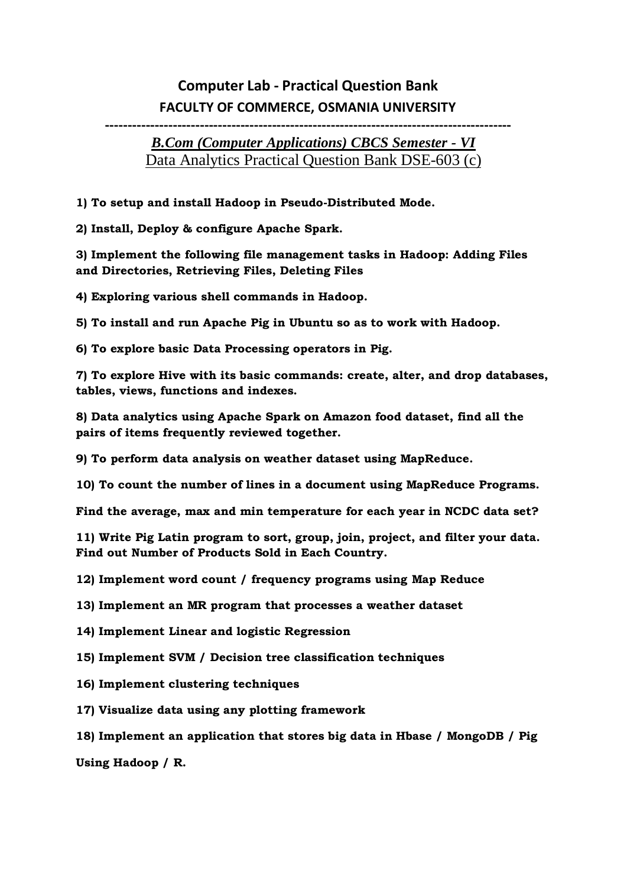# Computer Lab - Practical Question Bank

## FACULTY OF COMMERCE, OSMANIA UNIVERSITY

---

***B.Com (Computer Applications) CBCS Semester - VI***

Data Analytics Practical Question Bank DSE-603 (c)

**1) To setup and install Hadoop in Pseudo-Distributed Mode.**

**2) Install, Deploy & configure Apache Spark.**

**3) Implement the following file management tasks in Hadoop: Adding Files and Directories, Retrieving Files, Deleting Files**

**4) Exploring various shell commands in Hadoop.**

**5) To install and run Apache Pig in Ubuntu so as to work with Hadoop.**

**6) To explore basic Data Processing operators in Pig.**

**7) To explore Hive with its basic commands: create, alter, and drop databases, tables, views, functions and indexes.**

**8) Data analytics using Apache Spark on Amazon food dataset, find all the pairs of items frequently reviewed together.**

**9) To perform data analysis on weather dataset using MapReduce.**

**10) To count the number of lines in a document using MapReduce Programs.**

**Find the average, max and min temperature for each year in NCDC data set?**

**11) Write Pig Latin program to sort, group, join, project, and filter your data. Find out Number of Products Sold in Each Country.**

**12) Implement word count / frequency programs using Map Reduce**

**13) Implement an MR program that processes a weather dataset**

**14) Implement Linear and logistic Regression**

**15) Implement SVM / Decision tree classification techniques**

**16) Implement clustering techniques**

**17) Visualize data using any plotting framework**

**18) Implement an application that stores big data in Hbase / MongoDB / Pig**

**Using Hadoop / R.**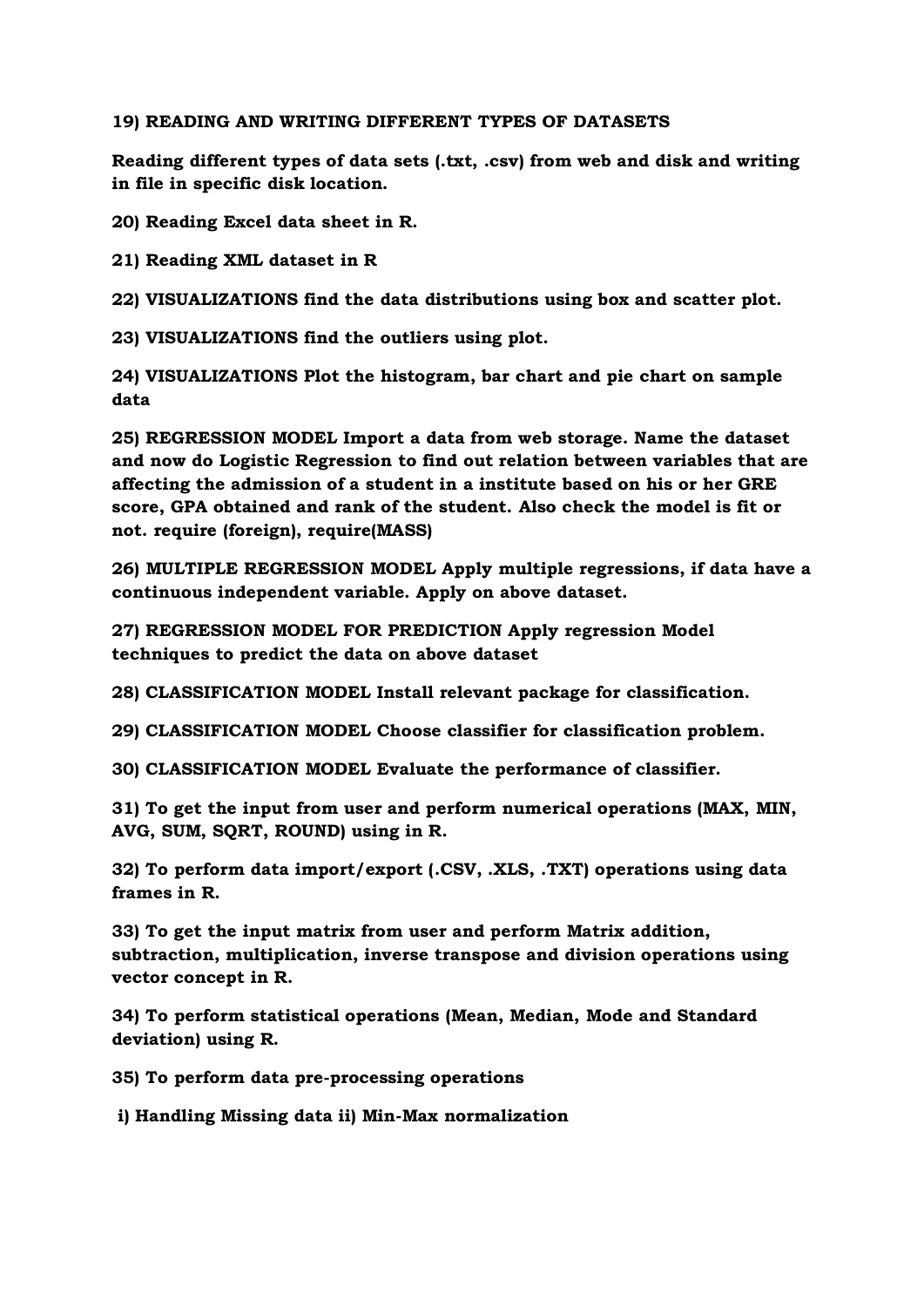**19) READING AND WRITING DIFFERENT TYPES OF DATASETS**

**Reading different types of data sets (.txt, .csv) from web and disk and writing in file in specific disk location.**

**20) Reading Excel data sheet in R.**

**21) Reading XML dataset in R**

**22) VISUALIZATIONS find the data distributions using box and scatter plot.**

**23) VISUALIZATIONS find the outliers using plot.**

**24) VISUALIZATIONS Plot the histogram, bar chart and pie chart on sample data**

**25) REGRESSION MODEL Import a data from web storage. Name the dataset and now do Logistic Regression to find out relation between variables that are affecting the admission of a student in a institute based on his or her GRE score, GPA obtained and rank of the student. Also check the model is fit or not. require (foreign), require(MASS)**

**26) MULTIPLE REGRESSION MODEL Apply multiple regressions, if data have a continuous independent variable. Apply on above dataset.**

**27) REGRESSION MODEL FOR PREDICTION Apply regression Model techniques to predict the data on above dataset**

**28) CLASSIFICATION MODEL Install relevant package for classification.**

**29) CLASSIFICATION MODEL Choose classifier for classification problem.**

**30) CLASSIFICATION MODEL Evaluate the performance of classifier.**

**31) To get the input from user and perform numerical operations (MAX, MIN, AVG, SUM, SQRT, ROUND) using in R.**

**32) To perform data import/export (.CSV, .XLS, .TXT) operations using data frames in R.**

**33) To get the input matrix from user and perform Matrix addition, subtraction, multiplication, inverse transpose and division operations using vector concept in R.**

**34) To perform statistical operations (Mean, Median, Mode and Standard deviation) using R.**

**35) To perform data pre-processing operations**

**i) Handling Missing data ii) Min-Max normalization**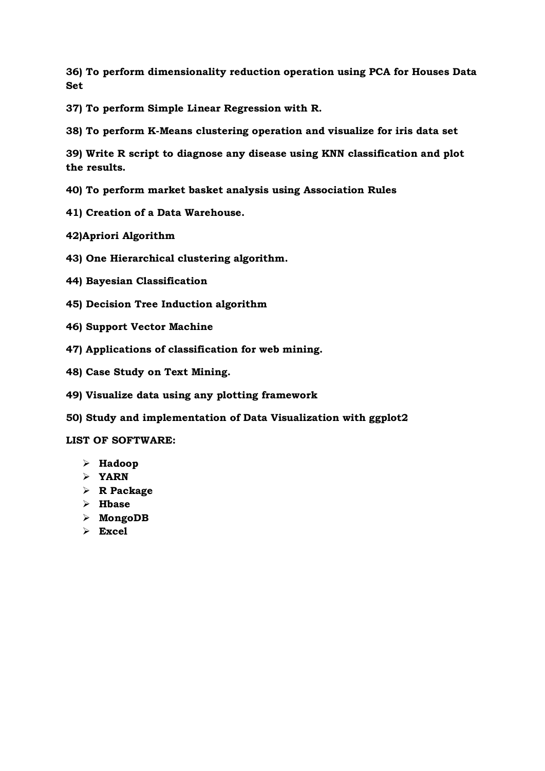**36) To perform dimensionality reduction operation using PCA for Houses Data Set**

**37) To perform Simple Linear Regression with R.**

**38) To perform K-Means clustering operation and visualize for iris data set**

**39) Write R script to diagnose any disease using KNN classification and plot the results.**

**40) To perform market basket analysis using Association Rules**

**41) Creation of a Data Warehouse.**

**42)Apriori Algorithm**

**43) One Hierarchical clustering algorithm.**

**44) Bayesian Classification**

**45) Decision Tree Induction algorithm**

**46) Support Vector Machine**

**47) Applications of classification for web mining.**

**48) Case Study on Text Mining.**

**49) Visualize data using any plotting framework**

**50) Study and implementation of Data Visualization with ggplot2**

**LIST OF SOFTWARE:**

- **Hadoop**
- **YARN**
- **R Package**
- **Hbase**
- **MongoDB**
- **Excel**